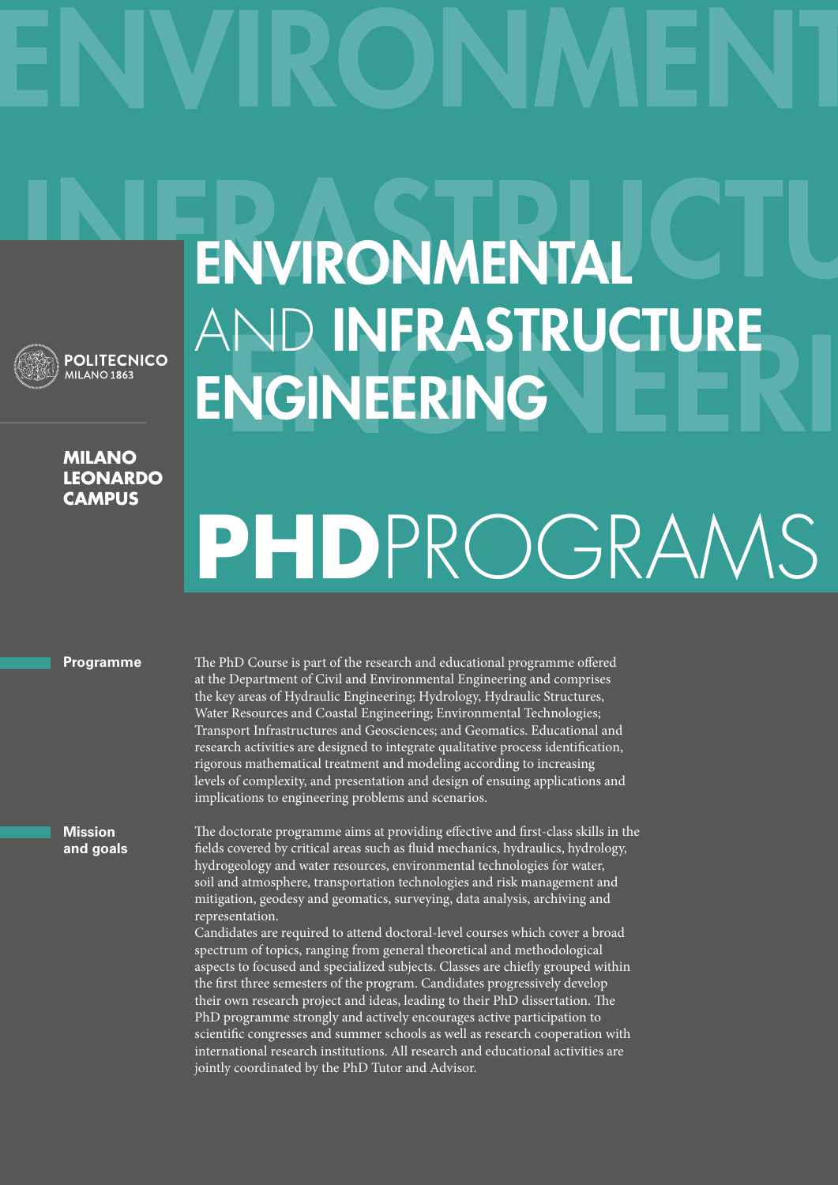POLITECNICO MILANO 1863

**MILANO LEONARDO CAMPUS**

# ENVIRONMENTAL AND INFRASTRUCTURE ENGINEERING

# PHD PROGRAMS

## Programme

The PhD Course is part of the research and educational programme offered at the Department of Civil and Environmental Engineering and comprises the key areas of Hydraulic Engineering; Hydrology, Hydraulic Structures, Water Resources and Coastal Engineering; Environmental Technologies; Transport Infrastructures and Geosciences; and Geomatics. Educational and research activities are designed to integrate qualitative process identification, rigorous mathematical treatment and modeling according to increasing levels of complexity, and presentation and design of ensuing applications and implications to engineering problems and scenarios.

## Mission and goals

The doctorate programme aims at providing effective and first-class skills in the fields covered by critical areas such as fluid mechanics, hydraulics, hydrology, hydrogeology and water resources, environmental technologies for water, soil and atmosphere, transportation technologies and risk management and mitigation, geodesy and geomatics, surveying, data analysis, archiving and representation.

Candidates are required to attend doctoral-level courses which cover a broad spectrum of topics, ranging from general theoretical and methodological aspects to focused and specialized subjects. Classes are chiefly grouped within the first three semesters of the program. Candidates progressively develop their own research project and ideas, leading to their PhD dissertation. The PhD programme strongly and actively encourages active participation to scientific congresses and summer schools as well as research cooperation with international research institutions. All research and educational activities are jointly coordinated by the PhD Tutor and Advisor.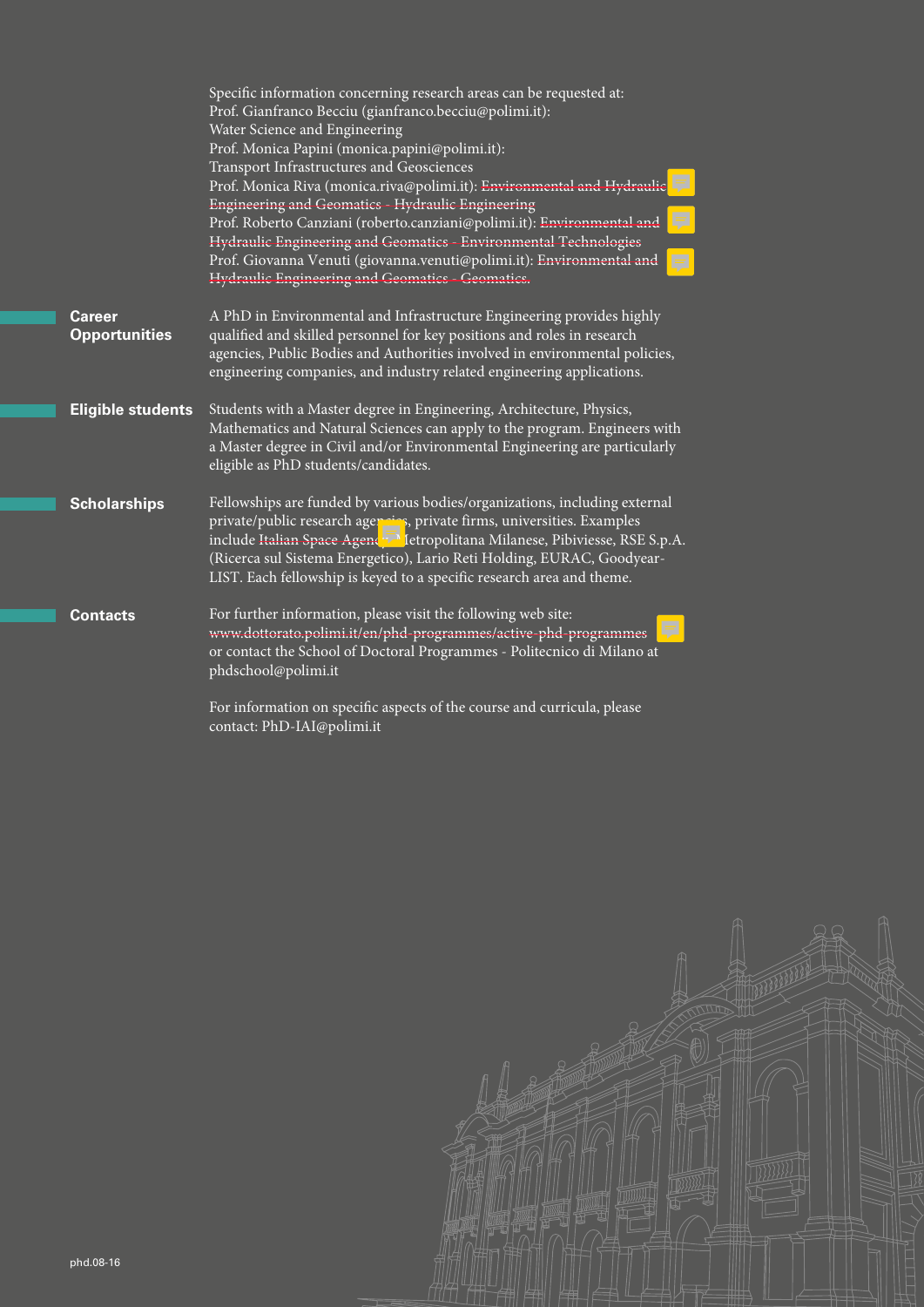Specific information concerning research areas can be requested at:
Prof. Gianfranco Becciu (gianfranco.becciu@polimi.it):
Water Science and Engineering
Prof. Monica Papini (monica.papini@polimi.it):
Transport Infrastructures and Geosciences
Prof. Monica Riva (monica.riva@polimi.it): ~~Environmental and Hydraulic Engineering and Geomatics - Hydraulic Engineering~~
Prof. Roberto Canziani (roberto.canziani@polimi.it): ~~Environmental and Hydraulic Engineering and Geomatics - Environmental Technologies~~
Prof. Giovanna Venuti (giovanna.venuti@polimi.it): ~~Environmental and Hydraulic Engineering and Geomatics - Geomatics.~~

**Career Opportunities**

A PhD in Environmental and Infrastructure Engineering provides highly qualified and skilled personnel for key positions and roles in research agencies, Public Bodies and Authorities involved in environmental policies, engineering companies, and industry related engineering applications.

**Eligible students**

Students with a Master degree in Engineering, Architecture, Physics, Mathematics and Natural Sciences can apply to the program. Engineers with a Master degree in Civil and/or Environmental Engineering are particularly eligible as PhD students/candidates.

**Scholarships**

Fellowships are funded by various bodies/organizations, including external private/public research agencies, private firms, universities. Examples include Italian Space Agency, Metropolitana Milanese, Pibiviesse, RSE S.p.A. (Ricerca sul Sistema Energetico), Lario Reti Holding, EURAC, Goodyear-LIST. Each fellowship is keyed to a specific research area and theme.

**Contacts**

For further information, please visit the following web site:
~~www.dottorato.polimi.it/en/phd-programmes/active-phd-programmes~~
or contact the School of Doctoral Programmes - Politecnico di Milano at phdschool@polimi.it

For information on specific aspects of the course and curricula, please contact: PhD-IAI@polimi.it

phd.08-16